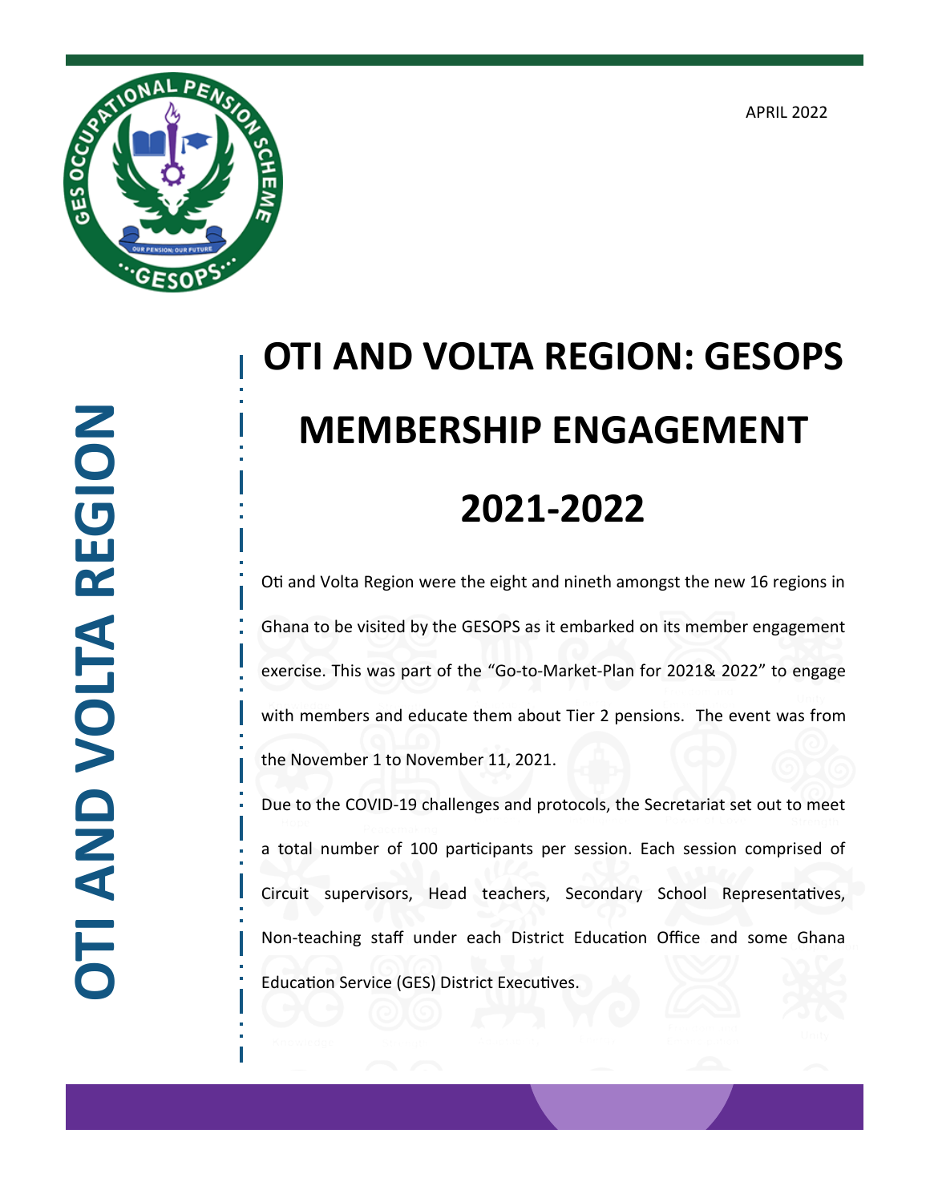APRIL 2022

OTI AND VOLTA REGION

# OTI AND VOLTA REGION: GESOPS MEMBERSHIP ENGAGEMENT 2021-2022

Oti and Volta Region were the eight and nineth amongst the new 16 regions in Ghana to be visited by the GESOPS as it embarked on its member engagement exercise. This was part of the "Go-to-Market-Plan for 2021& 2022" to engage with members and educate them about Tier 2 pensions. The event was from the November 1 to November 11, 2021.

Due to the COVID-19 challenges and protocols, the Secretariat set out to meet a total number of 100 participants per session. Each session comprised of Circuit supervisors, Head teachers, Secondary School Representatives, Non-teaching staff under each District Education Office and some Ghana Education Service (GES) District Executives.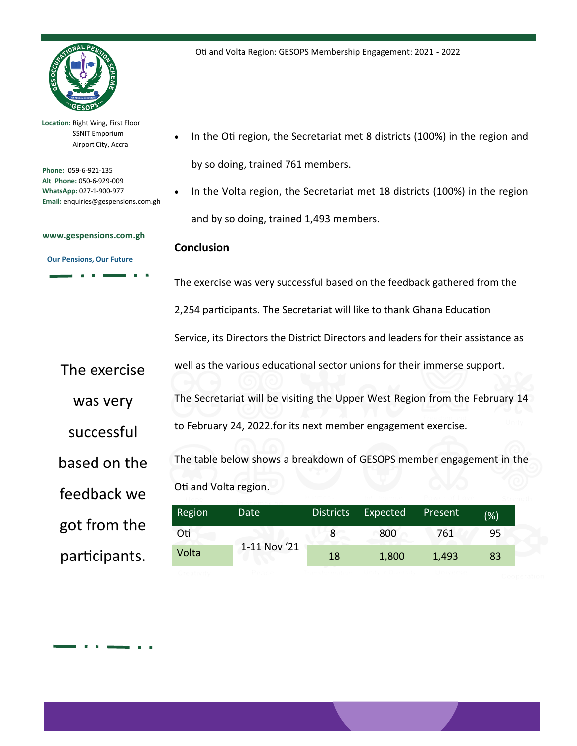Location: Right Wing, First Floor
SSNIT Emporium
Airport City, Accra

Phone: 059-6-921-135
Alt Phone: 050-6-929-009
WhatsApp: 027-1-900-977
Email: enquiries@gespensions.com.gh

www.gespensions.com.gh

Our Pensions, Our Future

- In the Oti region, the Secretariat met 8 districts (100%) in the region and by so doing, trained 761 members.
- In the Volta region, the Secretariat met 18 districts (100%) in the region and by so doing, trained 1,493 members.

**Conclusion**

The exercise was very successful based on the feedback gathered from the 2,254 participants. The Secretariat will like to thank Ghana Education Service, its Directors the District Directors and leaders for their assistance as well as the various educational sector unions for their immerse support.

The Secretariat will be visiting the Upper West Region from the February 14 to February 24, 2022.for its next member engagement exercise.

The table below shows a breakdown of GESOPS member engagement in the Oti and Volta region.

| Region | Date | Districts | Expected | Present | (%) |
|---|---|---|---|---|---|
| Oti | 1-11 Nov '21 | 8 | 800 | 761 | 95 |
| Volta | | 18 | 1,800 | 1,493 | 83 |

The exercise was very successful based on the feedback we got from the participants.